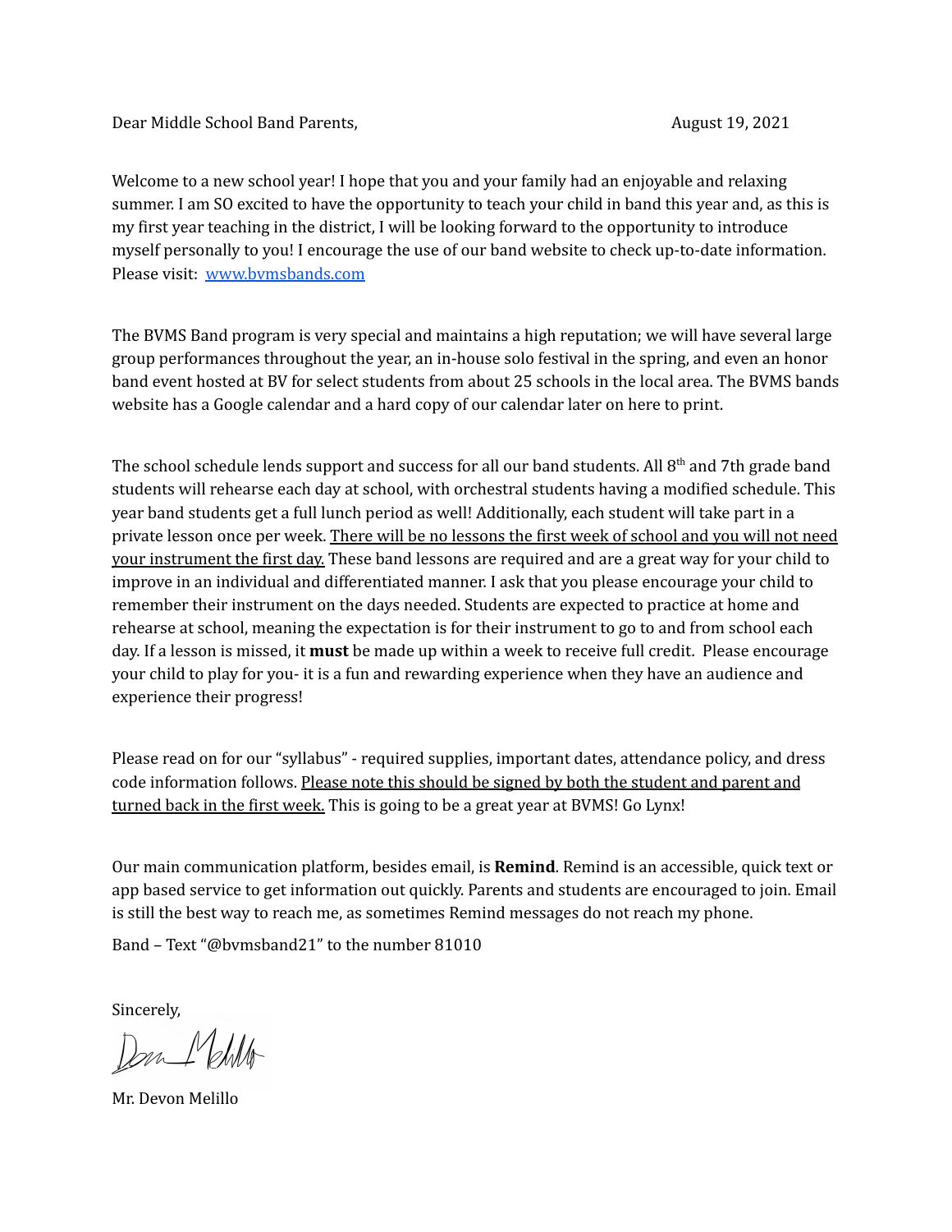Dear Middle School Band Parents, August 19, 2021

Welcome to a new school year! I hope that you and your family had an enjoyable and relaxing summer. I am SO excited to have the opportunity to teach your child in band this year and, as this is my first year teaching in the district, I will be looking forward to the opportunity to introduce myself personally to you! I encourage the use of our band website to check up-to-date information. Please visit: [www.bvmsbands.com](http://www.bvmsbands.com)

The BVMS Band program is very special and maintains a high reputation; we will have several large group performances throughout the year, an in-house solo festival in the spring, and even an honor band event hosted at BV for select students from about 25 schools in the local area. The BVMS bands website has a Google calendar and a hard copy of our calendar later on here to print.

The school schedule lends support and success for all our band students. All 8th and 7th grade band students will rehearse each day at school, with orchestral students having a modified schedule. This year band students get a full lunch period as well! Additionally, each student will take part in a private lesson once per week. <u>There will be no lessons the first week of school and you will not need your instrument the first day.</u> These band lessons are required and are a great way for your child to improve in an individual and differentiated manner. I ask that you please encourage your child to remember their instrument on the days needed. Students are expected to practice at home and rehearse at school, meaning the expectation is for their instrument to go to and from school each day. If a lesson is missed, it **must** be made up within a week to receive full credit. Please encourage your child to play for you- it is a fun and rewarding experience when they have an audience and experience their progress!

Please read on for our "syllabus" - required supplies, important dates, attendance policy, and dress code information follows. <u>Please note this should be signed by both the student and parent and turned back in the first week.</u> This is going to be a great year at BVMS! Go Lynx!

Our main communication platform, besides email, is **Remind**. Remind is an accessible, quick text or app based service to get information out quickly. Parents and students are encouraged to join. Email is still the best way to reach me, as sometimes Remind messages do not reach my phone.

Band – Text "@bvmsband21" to the number 81010

Sincerely,

Mr. Devon Melillo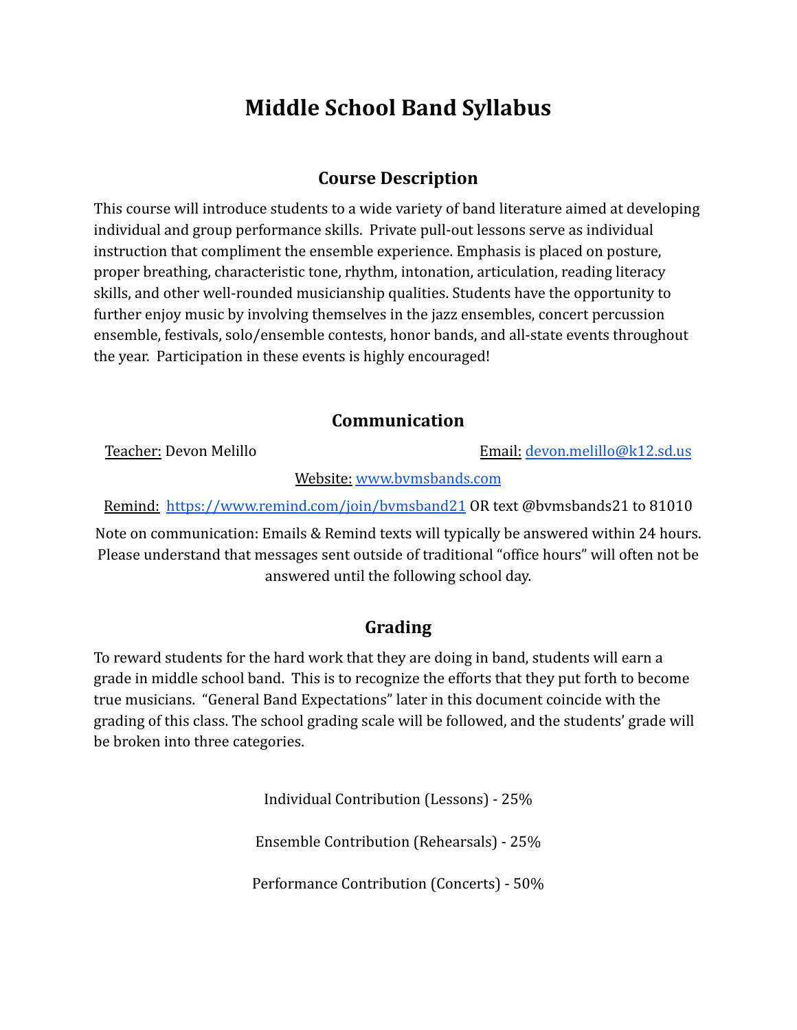# Middle School Band Syllabus

## Course Description

This course will introduce students to a wide variety of band literature aimed at developing individual and group performance skills. Private pull-out lessons serve as individual instruction that compliment the ensemble experience. Emphasis is placed on posture, proper breathing, characteristic tone, rhythm, intonation, articulation, reading literacy skills, and other well-rounded musicianship qualities. Students have the opportunity to further enjoy music by involving themselves in the jazz ensembles, concert percussion ensemble, festivals, solo/ensemble contests, honor bands, and all-state events throughout the year. Participation in these events is highly encouraged!

## Communication

Teacher: Devon Melillo

Email: devon.melillo@k12.sd.us

Website: www.bvmsbands.com

Remind: https://www.remind.com/join/bvmsband21 OR text @bvmsbands21 to 81010

Note on communication: Emails & Remind texts will typically be answered within 24 hours. Please understand that messages sent outside of traditional "office hours" will often not be answered until the following school day.

## Grading

To reward students for the hard work that they are doing in band, students will earn a grade in middle school band. This is to recognize the efforts that they put forth to become true musicians. "General Band Expectations" later in this document coincide with the grading of this class. The school grading scale will be followed, and the students' grade will be broken into three categories.

Individual Contribution (Lessons) - 25%

Ensemble Contribution (Rehearsals) - 25%

Performance Contribution (Concerts) - 50%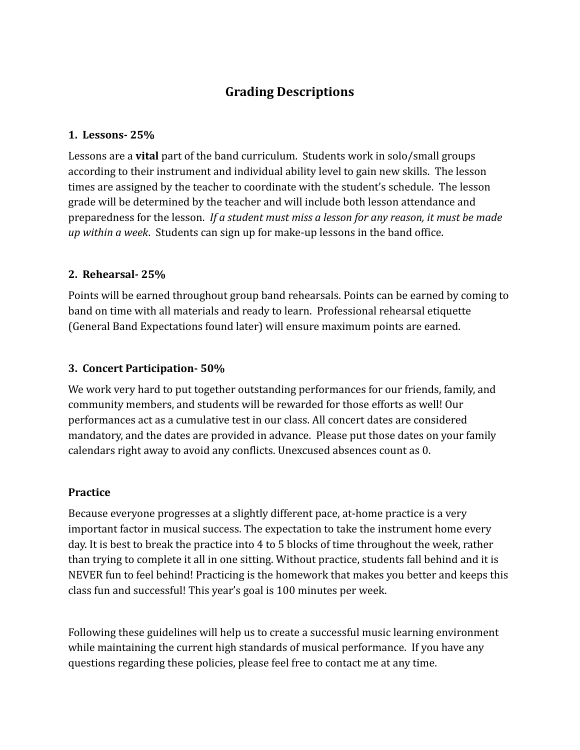# Grading Descriptions

### 1. Lessons- 25%

Lessons are a **vital** part of the band curriculum. Students work in solo/small groups according to their instrument and individual ability level to gain new skills. The lesson times are assigned by the teacher to coordinate with the student's schedule. The lesson grade will be determined by the teacher and will include both lesson attendance and preparedness for the lesson. *If a student must miss a lesson for any reason, it must be made up within a week*. Students can sign up for make-up lessons in the band office.

### 2. Rehearsal- 25%

Points will be earned throughout group band rehearsals. Points can be earned by coming to band on time with all materials and ready to learn. Professional rehearsal etiquette (General Band Expectations found later) will ensure maximum points are earned.

### 3. Concert Participation- 50%

We work very hard to put together outstanding performances for our friends, family, and community members, and students will be rewarded for those efforts as well! Our performances act as a cumulative test in our class. All concert dates are considered mandatory, and the dates are provided in advance. Please put those dates on your family calendars right away to avoid any conflicts. Unexcused absences count as 0.

### Practice

Because everyone progresses at a slightly different pace, at-home practice is a very important factor in musical success. The expectation to take the instrument home every day. It is best to break the practice into 4 to 5 blocks of time throughout the week, rather than trying to complete it all in one sitting. Without practice, students fall behind and it is NEVER fun to feel behind! Practicing is the homework that makes you better and keeps this class fun and successful! This year's goal is 100 minutes per week.

Following these guidelines will help us to create a successful music learning environment while maintaining the current high standards of musical performance. If you have any questions regarding these policies, please feel free to contact me at any time.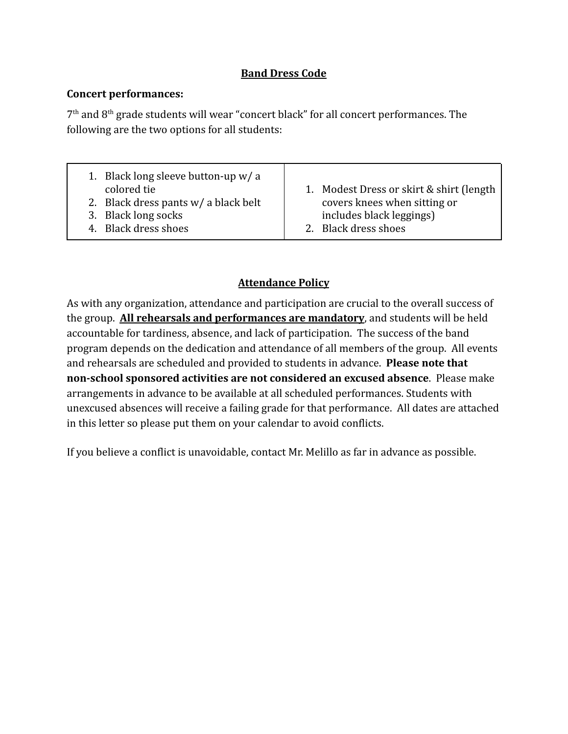## Band Dress Code

**Concert performances:**

7th and 8th grade students will wear "concert black" for all concert performances. The following are the two options for all students:

| | |
|---|---|
| 1. Black long sleeve button-up w/ a colored tie<br>2. Black dress pants w/ a black belt<br>3. Black long socks<br>4. Black dress shoes | 1. Modest Dress or skirt & shirt (length covers knees when sitting or includes black leggings)<br>2. Black dress shoes |

## Attendance Policy

As with any organization, attendance and participation are crucial to the overall success of the group. **All rehearsals and performances are mandatory**, and students will be held accountable for tardiness, absence, and lack of participation. The success of the band program depends on the dedication and attendance of all members of the group. All events and rehearsals are scheduled and provided to students in advance. **Please note that non-school sponsored activities are not considered an excused absence**. Please make arrangements in advance to be available at all scheduled performances. Students with unexcused absences will receive a failing grade for that performance. All dates are attached in this letter so please put them on your calendar to avoid conflicts.

If you believe a conflict is unavoidable, contact Mr. Melillo as far in advance as possible.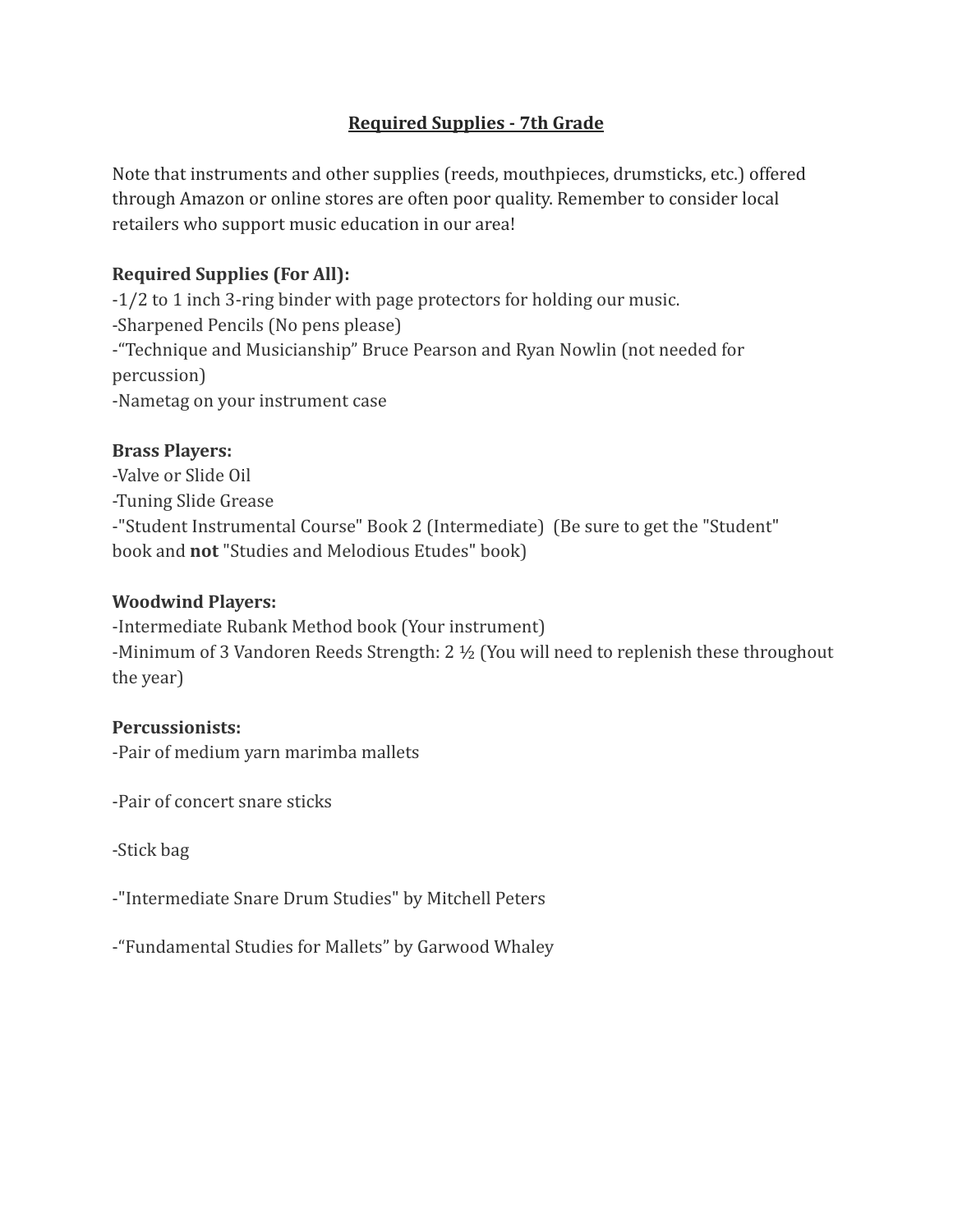# Required Supplies - 7th Grade

Note that instruments and other supplies (reeds, mouthpieces, drumsticks, etc.) offered through Amazon or online stores are often poor quality. Remember to consider local retailers who support music education in our area!

**Required Supplies (For All):**
-1/2 to 1 inch 3-ring binder with page protectors for holding our music.
-Sharpened Pencils (No pens please)
-"Technique and Musicianship" Bruce Pearson and Ryan Nowlin (not needed for percussion)
-Nametag on your instrument case

**Brass Players:**
-Valve or Slide Oil
-Tuning Slide Grease
-"Student Instrumental Course" Book 2 (Intermediate) (Be sure to get the "Student" book and **not** "Studies and Melodious Etudes" book)

**Woodwind Players:**
-Intermediate Rubank Method book (Your instrument)
-Minimum of 3 Vandoren Reeds Strength: 2 ½ (You will need to replenish these throughout the year)

**Percussionists:**
-Pair of medium yarn marimba mallets

-Pair of concert snare sticks

-Stick bag

-"Intermediate Snare Drum Studies" by Mitchell Peters

-"Fundamental Studies for Mallets" by Garwood Whaley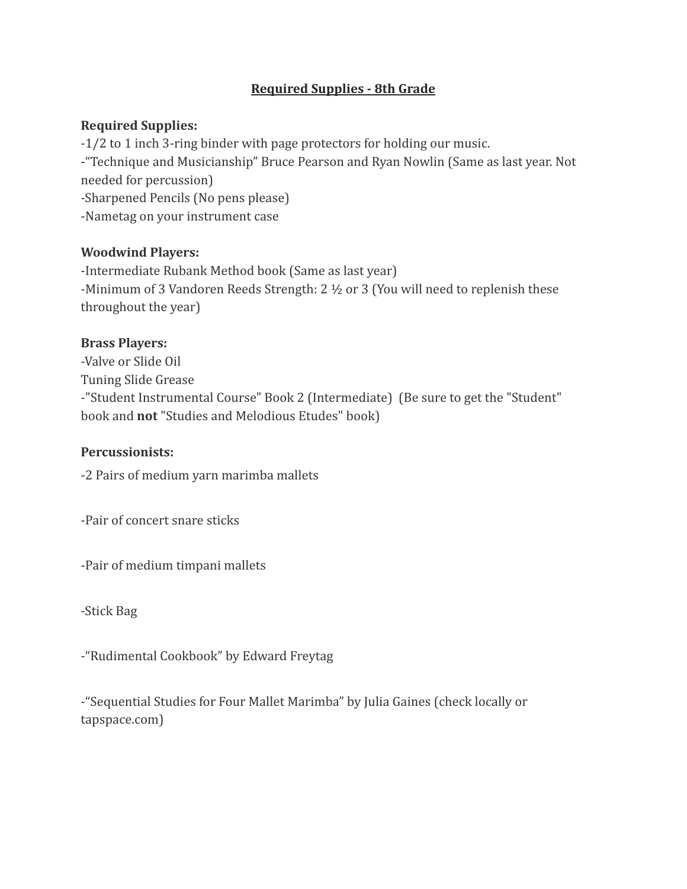# Required Supplies - 8th Grade

**Required Supplies:**

-1/2 to 1 inch 3-ring binder with page protectors for holding our music.
-"Technique and Musicianship" Bruce Pearson and Ryan Nowlin (Same as last year. Not needed for percussion)
-Sharpened Pencils (No pens please)
-Nametag on your instrument case

**Woodwind Players:**

-Intermediate Rubank Method book (Same as last year)
-Minimum of 3 Vandoren Reeds Strength: 2 ½ or 3 (You will need to replenish these throughout the year)

**Brass Players:**

-Valve or Slide Oil
Tuning Slide Grease
-"Student Instrumental Course" Book 2 (Intermediate) (Be sure to get the "Student" book and **not** "Studies and Melodious Etudes" book)

**Percussionists:**

-2 Pairs of medium yarn marimba mallets

-Pair of concert snare sticks

-Pair of medium timpani mallets

-Stick Bag

-"Rudimental Cookbook" by Edward Freytag

-"Sequential Studies for Four Mallet Marimba" by Julia Gaines (check locally or tapspace.com)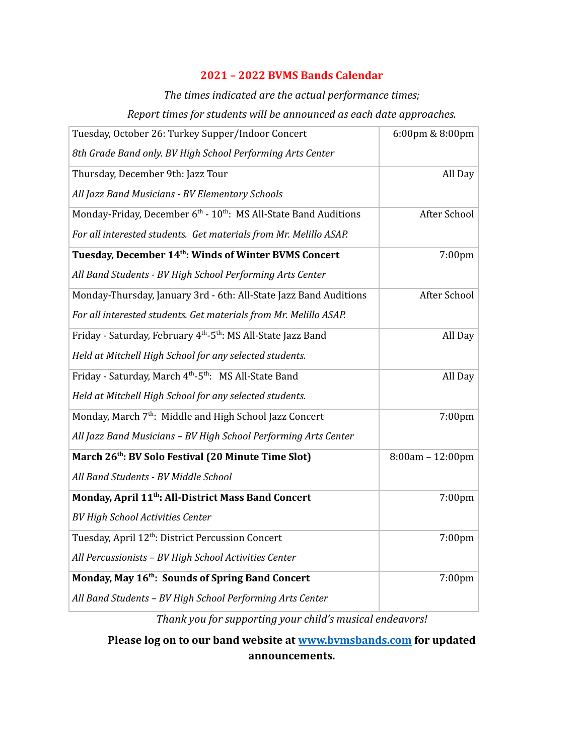# 2021 – 2022 BVMS Bands Calendar

*The times indicated are the actual performance times;*

*Report times for students will be announced as each date approaches.*

| Event | Time |
|---|---|
| Tuesday, October 26: Turkey Supper/Indoor Concert<br>*8th Grade Band only. BV High School Performing Arts Center* | 6:00pm & 8:00pm |
| Thursday, December 9th: Jazz Tour<br>*All Jazz Band Musicians - BV Elementary Schools* | All Day |
| Monday-Friday, December 6th - 10th: MS All-State Band Auditions<br>*For all interested students. Get materials from Mr. Melillo ASAP.* | After School |
| **Tuesday, December 14th: Winds of Winter BVMS Concert**<br>*All Band Students - BV High School Performing Arts Center* | 7:00pm |
| Monday-Thursday, January 3rd - 6th: All-State Jazz Band Auditions<br>*For all interested students. Get materials from Mr. Melillo ASAP.* | After School |
| Friday - Saturday, February 4th-5th: MS All-State Jazz Band<br>*Held at Mitchell High School for any selected students.* | All Day |
| Friday - Saturday, March 4th-5th: MS All-State Band<br>*Held at Mitchell High School for any selected students.* | All Day |
| Monday, March 7th: Middle and High School Jazz Concert<br>*All Jazz Band Musicians – BV High School Performing Arts Center* | 7:00pm |
| **March 26th: BV Solo Festival (20 Minute Time Slot)**<br>*All Band Students - BV Middle School* | 8:00am – 12:00pm |
| **Monday, April 11th: All-District Mass Band Concert**<br>*BV High School Activities Center* | 7:00pm |
| Tuesday, April 12th: District Percussion Concert<br>*All Percussionists – BV High School Activities Center* | 7:00pm |
| **Monday, May 16th: Sounds of Spring Band Concert**<br>*All Band Students – BV High School Performing Arts Center* | 7:00pm |

*Thank you for supporting your child's musical endeavors!*

**Please log on to our band website at [www.bvmsbands.com](http://www.bvmsbands.com) for updated announcements.**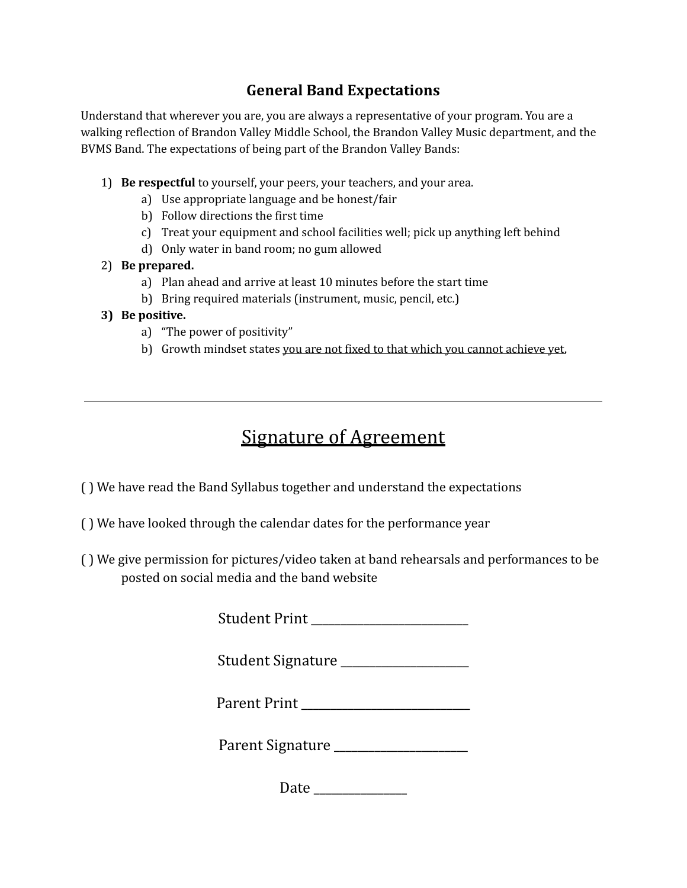## General Band Expectations

Understand that wherever you are, you are always a representative of your program. You are a walking reflection of Brandon Valley Middle School, the Brandon Valley Music department, and the BVMS Band. The expectations of being part of the Brandon Valley Bands:

1) **Be respectful** to yourself, your peers, your teachers, and your area.
   a) Use appropriate language and be honest/fair
   b) Follow directions the first time
   c) Treat your equipment and school facilities well; pick up anything left behind
   d) Only water in band room; no gum allowed
2) **Be prepared.**
   a) Plan ahead and arrive at least 10 minutes before the start time
   b) Bring required materials (instrument, music, pencil, etc.)
3) **Be positive.**
   a) "The power of positivity"
   b) Growth mindset states <u>you are not fixed to that which you cannot achieve yet.</u>

---

# <u>Signature of Agreement</u>

( ) We have read the Band Syllabus together and understand the expectations

( ) We have looked through the calendar dates for the performance year

( ) We give permission for pictures/video taken at band rehearsals and performances to be posted on social media and the band website

Student Print ___________________________

Student Signature ______________________

Parent Print ____________________________

Parent Signature _______________________

Date ________________